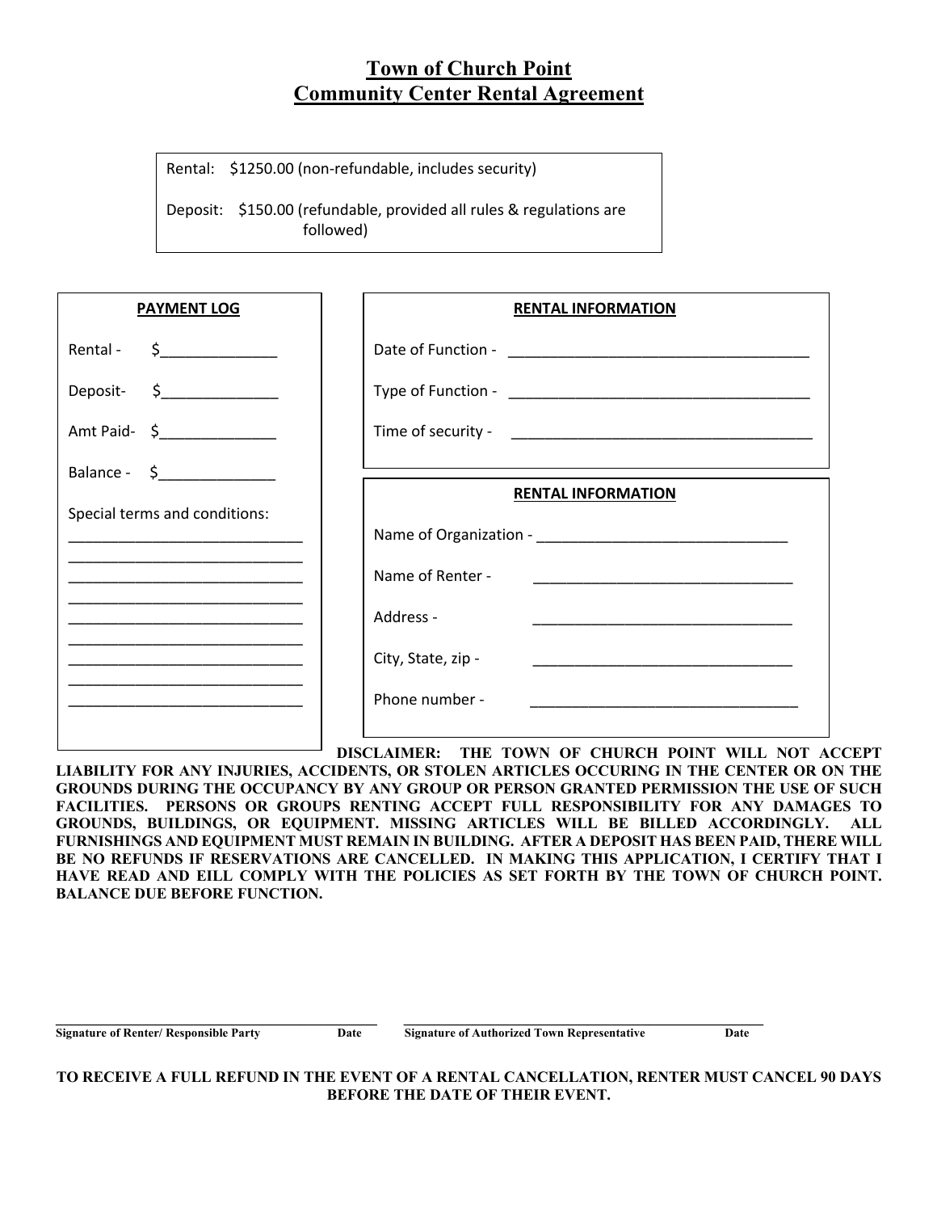# Town of Church Point
# Community Center Rental Agreement

Rental: $1250.00 (non-refundable, includes security)

Deposit: $150.00 (refundable, provided all rules & regulations are followed)

**PAYMENT LOG**

Rental - $______________

Deposit- $______________

Amt Paid- $______________

Balance - $______________

Special terms and conditions:

______________________________
______________________________
______________________________
______________________________
______________________________
______________________________
______________________________
______________________________
______________________________
______________________________

**RENTAL INFORMATION**

Date of Function - ______________________________________

Type of Function - ______________________________________

Time of security - ______________________________________

**RENTAL INFORMATION**

Name of Organization - ________________________________

Name of Renter - ________________________________

Address - ________________________________

City, State, zip - ________________________________

Phone number - ________________________________

**DISCLAIMER: THE TOWN OF CHURCH POINT WILL NOT ACCEPT LIABILITY FOR ANY INJURIES, ACCIDENTS, OR STOLEN ARTICLES OCCURING IN THE CENTER OR ON THE GROUNDS DURING THE OCCUPANCY BY ANY GROUP OR PERSON GRANTED PERMISSION THE USE OF SUCH FACILITIES. PERSONS OR GROUPS RENTING ACCEPT FULL RESPONSIBILITY FOR ANY DAMAGES TO GROUNDS, BUILDINGS, OR EQUIPMENT. MISSING ARTICLES WILL BE BILLED ACCORDINGLY. ALL FURNISHINGS AND EQUIPMENT MUST REMAIN IN BUILDING. AFTER A DEPOSIT HAS BEEN PAID, THERE WILL BE NO REFUNDS IF RESERVATIONS ARE CANCELLED. IN MAKING THIS APPLICATION, I CERTIFY THAT I HAVE READ AND EILL COMPLY WITH THE POLICIES AS SET FORTH BY THE TOWN OF CHURCH POINT. BALANCE DUE BEFORE FUNCTION.**

_______________________________________________ _______________________________________________

**Signature of Renter/ Responsible Party** **Date** **Signature of Authorized Town Representative** **Date**

**TO RECEIVE A FULL REFUND IN THE EVENT OF A RENTAL CANCELLATION, RENTER MUST CANCEL 90 DAYS BEFORE THE DATE OF THEIR EVENT.**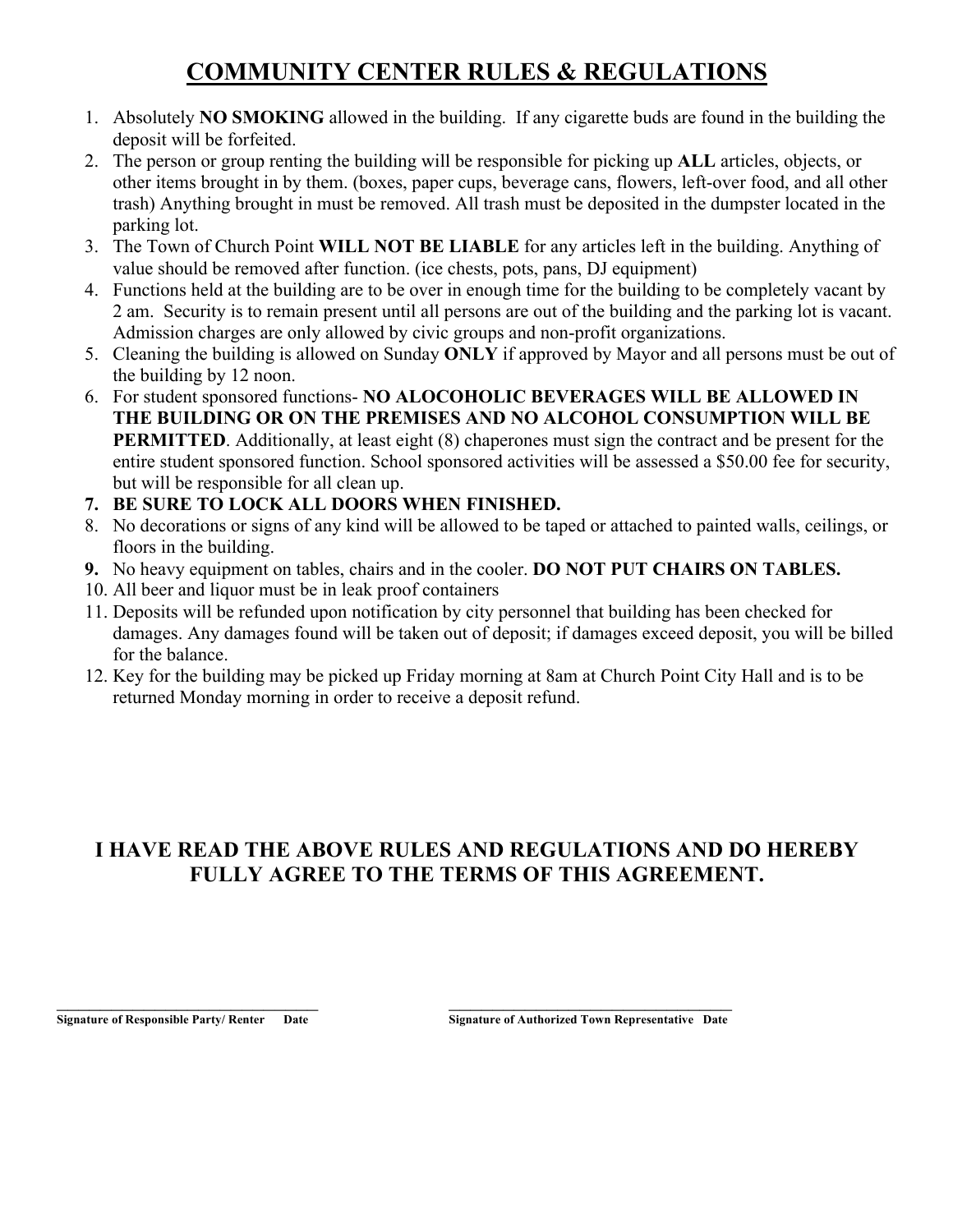# COMMUNITY CENTER RULES & REGULATIONS

1. Absolutely **NO SMOKING** allowed in the building. If any cigarette buds are found in the building the deposit will be forfeited.
2. The person or group renting the building will be responsible for picking up **ALL** articles, objects, or other items brought in by them. (boxes, paper cups, beverage cans, flowers, left-over food, and all other trash) Anything brought in must be removed. All trash must be deposited in the dumpster located in the parking lot.
3. The Town of Church Point **WILL NOT BE LIABLE** for any articles left in the building. Anything of value should be removed after function. (ice chests, pots, pans, DJ equipment)
4. Functions held at the building are to be over in enough time for the building to be completely vacant by 2 am. Security is to remain present until all persons are out of the building and the parking lot is vacant. Admission charges are only allowed by civic groups and non-profit organizations.
5. Cleaning the building is allowed on Sunday **ONLY** if approved by Mayor and all persons must be out of the building by 12 noon.
6. For student sponsored functions- **NO ALOCOHOLIC BEVERAGES WILL BE ALLOWED IN THE BUILDING OR ON THE PREMISES AND NO ALCOHOL CONSUMPTION WILL BE PERMITTED**. Additionally, at least eight (8) chaperones must sign the contract and be present for the entire student sponsored function. School sponsored activities will be assessed a $50.00 fee for security, but will be responsible for all clean up.
7. **BE SURE TO LOCK ALL DOORS WHEN FINISHED.**
8. No decorations or signs of any kind will be allowed to be taped or attached to painted walls, ceilings, or floors in the building.
9. No heavy equipment on tables, chairs and in the cooler. **DO NOT PUT CHAIRS ON TABLES.**
10. All beer and liquor must be in leak proof containers
11. Deposits will be refunded upon notification by city personnel that building has been checked for damages. Any damages found will be taken out of deposit; if damages exceed deposit, you will be billed for the balance.
12. Key for the building may be picked up Friday morning at 8am at Church Point City Hall and is to be returned Monday morning in order to receive a deposit refund.

## I HAVE READ THE ABOVE RULES AND REGULATIONS AND DO HEREBY FULLY AGREE TO THE TERMS OF THIS AGREEMENT.

_______________________________________
**Signature of Responsible Party/ Renter Date**

_______________________________________
**Signature of Authorized Town Representative Date**